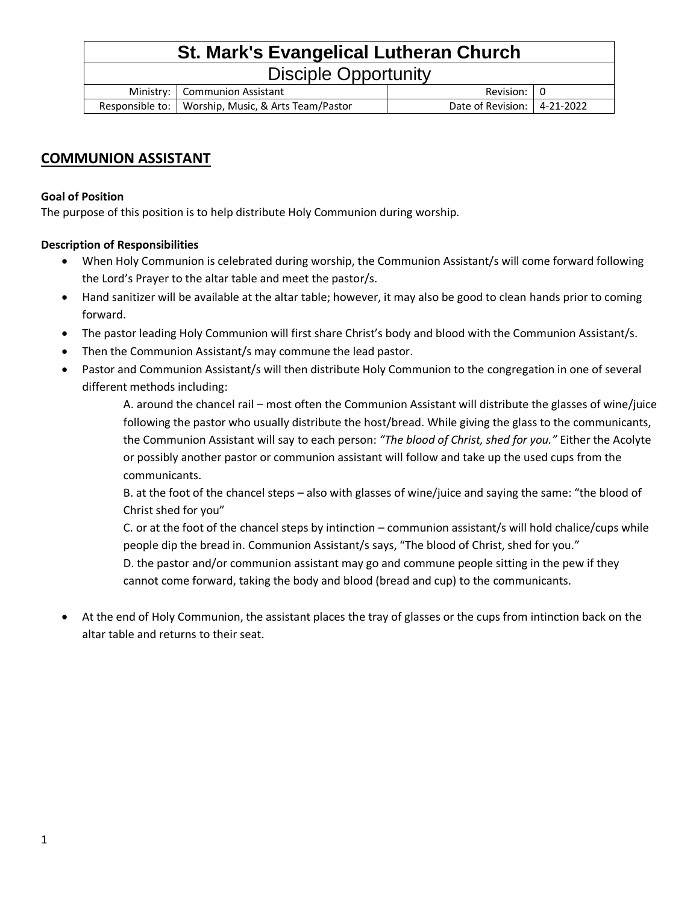| St. Mark's Evangelical Lutheran Church | | | |
|---|---|---|---|
| Disciple Opportunity | | | |
| Ministry: | Communion Assistant | Revision: | 0 |
| Responsible to: | Worship, Music, & Arts Team/Pastor | Date of Revision: | 4-21-2022 |

## COMMUNION ASSISTANT

**Goal of Position**

The purpose of this position is to help distribute Holy Communion during worship.

**Description of Responsibilities**

- When Holy Communion is celebrated during worship, the Communion Assistant/s will come forward following the Lord's Prayer to the altar table and meet the pastor/s.
- Hand sanitizer will be available at the altar table; however, it may also be good to clean hands prior to coming forward.
- The pastor leading Holy Communion will first share Christ's body and blood with the Communion Assistant/s.
- Then the Communion Assistant/s may commune the lead pastor.
- Pastor and Communion Assistant/s will then distribute Holy Communion to the congregation in one of several different methods including:

    A. around the chancel rail – most often the Communion Assistant will distribute the glasses of wine/juice following the pastor who usually distribute the host/bread. While giving the glass to the communicants, the Communion Assistant will say to each person: *"The blood of Christ, shed for you."* Either the Acolyte or possibly another pastor or communion assistant will follow and take up the used cups from the communicants.

    B. at the foot of the chancel steps – also with glasses of wine/juice and saying the same: "the blood of Christ shed for you"

    C. or at the foot of the chancel steps by intinction – communion assistant/s will hold chalice/cups while people dip the bread in. Communion Assistant/s says, "The blood of Christ, shed for you."

    D. the pastor and/or communion assistant may go and commune people sitting in the pew if they cannot come forward, taking the body and blood (bread and cup) to the communicants.

- At the end of Holy Communion, the assistant places the tray of glasses or the cups from intinction back on the altar table and returns to their seat.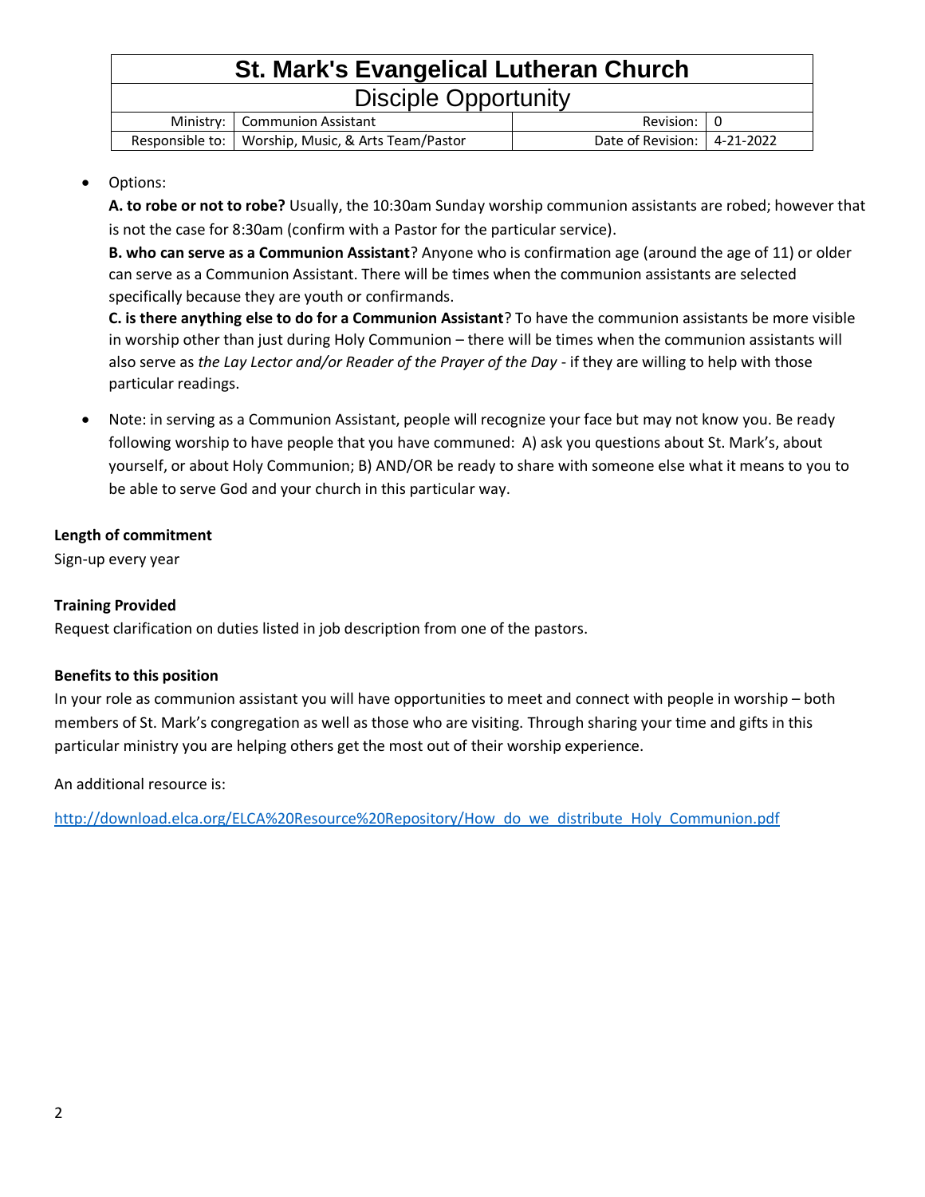# St. Mark's Evangelical Lutheran Church

## Disciple Opportunity

| | | | |
|---|---|---|---|
| Ministry: | Communion Assistant | Revision: | 0 |
| Responsible to: | Worship, Music, & Arts Team/Pastor | Date of Revision: | 4-21-2022 |

- Options:

  **A. to robe or not to robe?** Usually, the 10:30am Sunday worship communion assistants are robed; however that is not the case for 8:30am (confirm with a Pastor for the particular service).

  **B. who can serve as a Communion Assistant**? Anyone who is confirmation age (around the age of 11) or older can serve as a Communion Assistant. There will be times when the communion assistants are selected specifically because they are youth or confirmands.

  **C. is there anything else to do for a Communion Assistant**? To have the communion assistants be more visible in worship other than just during Holy Communion – there will be times when the communion assistants will also serve as *the Lay Lector and/or Reader of the Prayer of the Day* - if they are willing to help with those particular readings.

- Note: in serving as a Communion Assistant, people will recognize your face but may not know you. Be ready following worship to have people that you have communed: A) ask you questions about St. Mark's, about yourself, or about Holy Communion; B) AND/OR be ready to share with someone else what it means to you to be able to serve God and your church in this particular way.

**Length of commitment**

Sign-up every year

**Training Provided**

Request clarification on duties listed in job description from one of the pastors.

**Benefits to this position**

In your role as communion assistant you will have opportunities to meet and connect with people in worship – both members of St. Mark's congregation as well as those who are visiting. Through sharing your time and gifts in this particular ministry you are helping others get the most out of their worship experience.

An additional resource is:

http://download.elca.org/ELCA%20Resource%20Repository/How_do_we_distribute_Holy_Communion.pdf